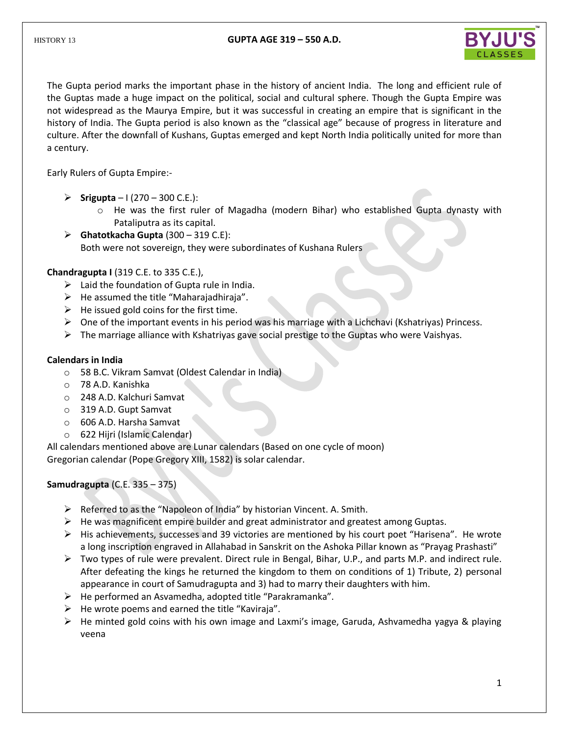# GUPTA AGE 319 – 550 A.D.

The Gupta period marks the important phase in the history of ancient India. The long and efficient rule of the Guptas made a huge impact on the political, social and cultural sphere. Though the Gupta Empire was not widespread as the Maurya Empire, but it was successful in creating an empire that is significant in the history of India. The Gupta period is also known as the "classical age" because of progress in literature and culture. After the downfall of Kushans, Guptas emerged and kept North India politically united for more than a century.

Early Rulers of Gupta Empire:-

- **Srigupta** – I (270 – 300 C.E.):
  - He was the first ruler of Magadha (modern Bihar) who established Gupta dynasty with Pataliputra as its capital.
- **Ghatotkacha Gupta** (300 – 319 C.E):
  Both were not sovereign, they were subordinates of Kushana Rulers

**Chandragupta I** (319 C.E. to 335 C.E.),

- Laid the foundation of Gupta rule in India.
- He assumed the title "Maharajadhiraja".
- He issued gold coins for the first time.
- One of the important events in his period was his marriage with a Lichchavi (Kshatriyas) Princess.
- The marriage alliance with Kshatriyas gave social prestige to the Guptas who were Vaishyas.

**Calendars in India**

- 58 B.C. Vikram Samvat (Oldest Calendar in India)
- 78 A.D. Kanishka
- 248 A.D. Kalchuri Samvat
- 319 A.D. Gupt Samvat
- 606 A.D. Harsha Samvat
- 622 Hijri (Islamic Calendar)

All calendars mentioned above are Lunar calendars (Based on one cycle of moon)
Gregorian calendar (Pope Gregory XIII, 1582) is solar calendar.

**Samudragupta** (C.E. 335 – 375)

- Referred to as the "Napoleon of India" by historian Vincent. A. Smith.
- He was magnificent empire builder and great administrator and greatest among Guptas.
- His achievements, successes and 39 victories are mentioned by his court poet "Harisena". He wrote a long inscription engraved in Allahabad in Sanskrit on the Ashoka Pillar known as "Prayag Prashasti"
- Two types of rule were prevalent. Direct rule in Bengal, Bihar, U.P., and parts M.P. and indirect rule. After defeating the kings he returned the kingdom to them on conditions of 1) Tribute, 2) personal appearance in court of Samudragupta and 3) had to marry their daughters with him.
- He performed an Asvamedha, adopted title "Parakramanka".
- He wrote poems and earned the title "Kaviraja".
- He minted gold coins with his own image and Laxmi's image, Garuda, Ashvamedha yagya & playing veena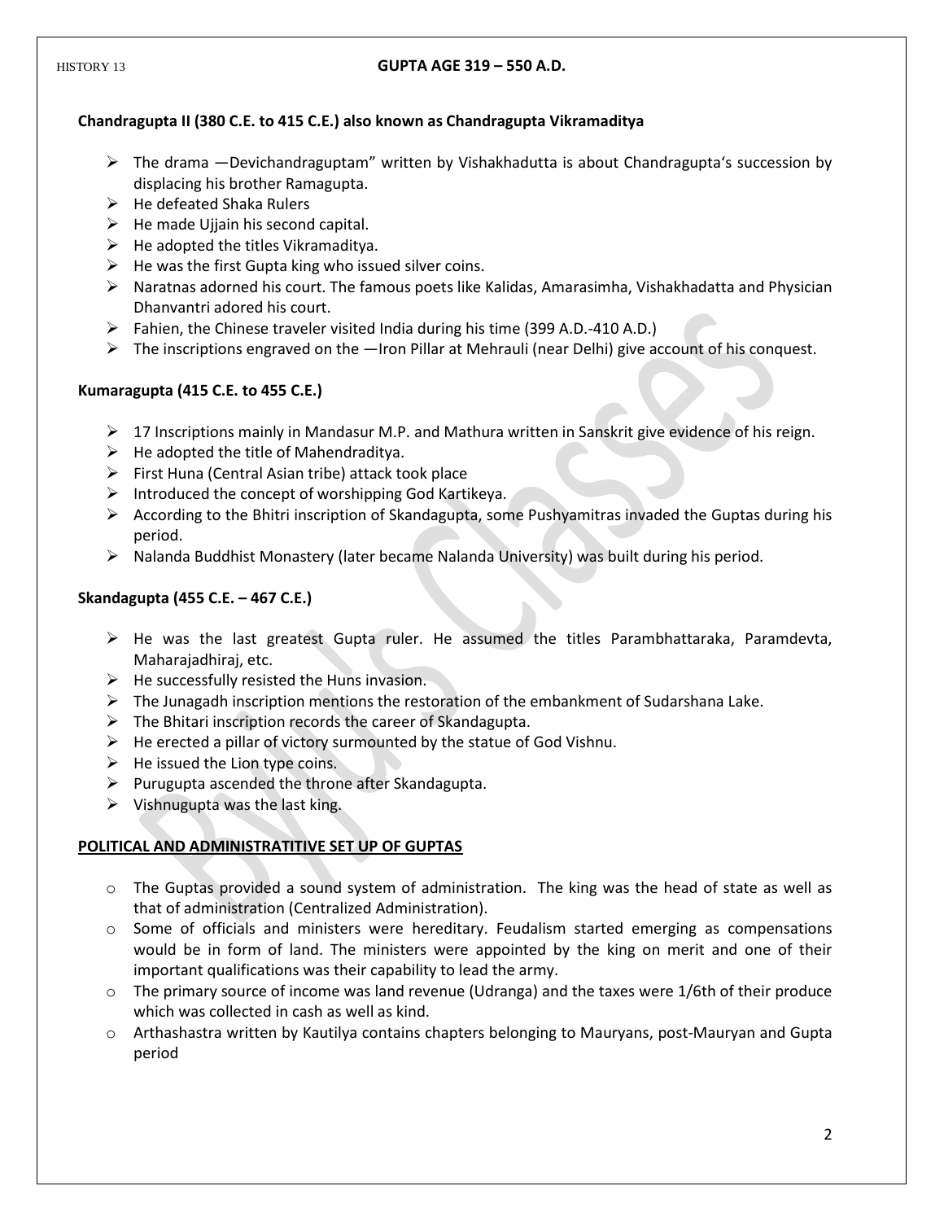**Chandragupta II (380 C.E. to 415 C.E.) also known as Chandragupta Vikramaditya**

- The drama —Devichandraguptam" written by Vishakhadutta is about Chandragupta's succession by displacing his brother Ramagupta.
- He defeated Shaka Rulers
- He made Ujjain his second capital.
- He adopted the titles Vikramaditya.
- He was the first Gupta king who issued silver coins.
- Naratnas adorned his court. The famous poets like Kalidas, Amarasimha, Vishakhadatta and Physician Dhanvantri adored his court.
- Fahien, the Chinese traveler visited India during his time (399 A.D.-410 A.D.)
- The inscriptions engraved on the —Iron Pillar at Mehrauli (near Delhi) give account of his conquest.

**Kumaragupta (415 C.E. to 455 C.E.)**

- 17 Inscriptions mainly in Mandasur M.P. and Mathura written in Sanskrit give evidence of his reign.
- He adopted the title of Mahendraditya.
- First Huna (Central Asian tribe) attack took place
- Introduced the concept of worshipping God Kartikeya.
- According to the Bhitri inscription of Skandagupta, some Pushyamitras invaded the Guptas during his period.
- Nalanda Buddhist Monastery (later became Nalanda University) was built during his period.

**Skandagupta (455 C.E. – 467 C.E.)**

- He was the last greatest Gupta ruler. He assumed the titles Parambhattaraka, Paramdevta, Maharajadhiraj, etc.
- He successfully resisted the Huns invasion.
- The Junagadh inscription mentions the restoration of the embankment of Sudarshana Lake.
- The Bhitari inscription records the career of Skandagupta.
- He erected a pillar of victory surmounted by the statue of God Vishnu.
- He issued the Lion type coins.
- Purugupta ascended the throne after Skandagupta.
- Vishnugupta was the last king.

**<u>POLITICAL AND ADMINISTRATITIVE SET UP OF GUPTAS</u>**

- The Guptas provided a sound system of administration. The king was the head of state as well as that of administration (Centralized Administration).
- Some of officials and ministers were hereditary. Feudalism started emerging as compensations would be in form of land. The ministers were appointed by the king on merit and one of their important qualifications was their capability to lead the army.
- The primary source of income was land revenue (Udranga) and the taxes were 1/6th of their produce which was collected in cash as well as kind.
- Arthashastra written by Kautilya contains chapters belonging to Mauryans, post-Mauryan and Gupta period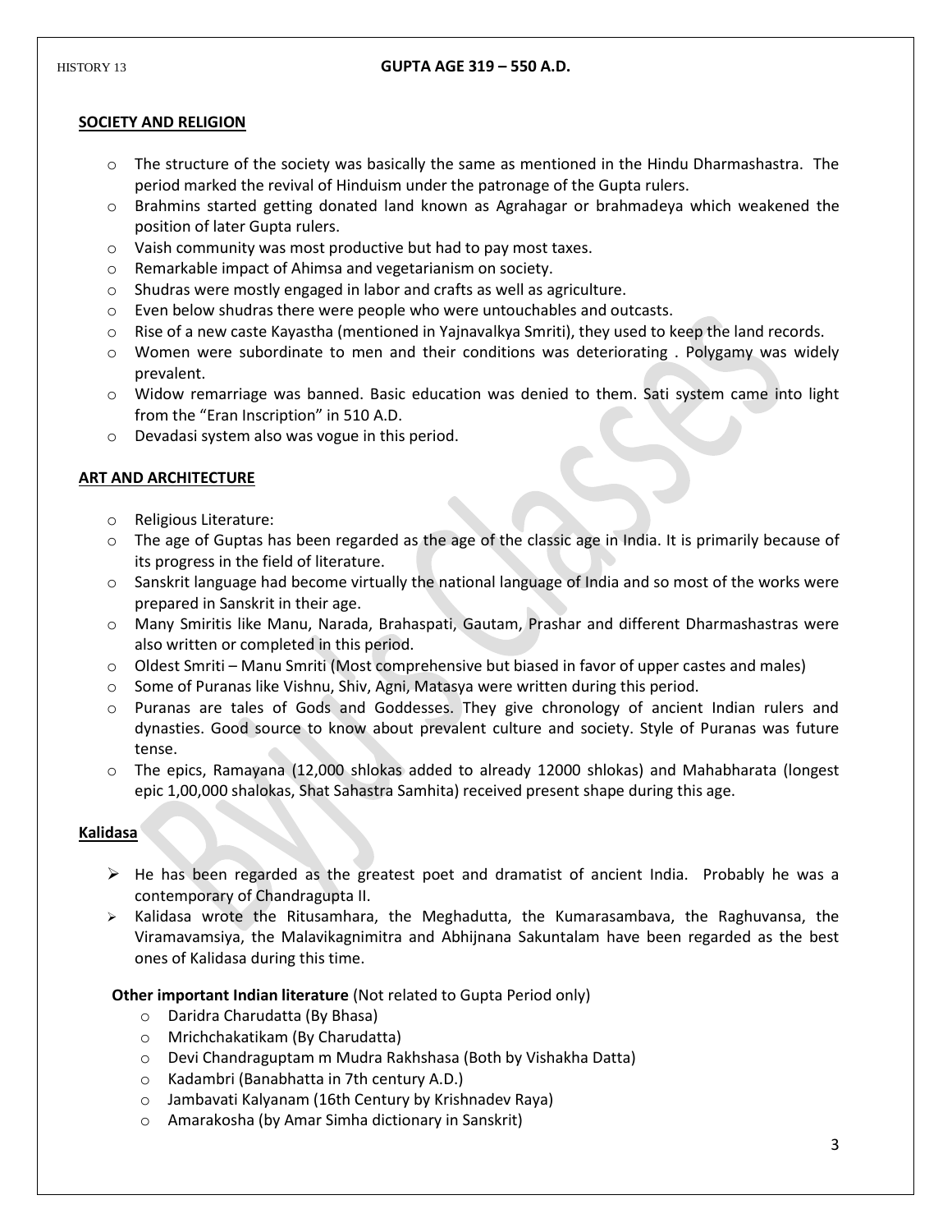## SOCIETY AND RELIGION

- The structure of the society was basically the same as mentioned in the Hindu Dharmashastra. The period marked the revival of Hinduism under the patronage of the Gupta rulers.
- Brahmins started getting donated land known as Agrahagar or brahmadeya which weakened the position of later Gupta rulers.
- Vaish community was most productive but had to pay most taxes.
- Remarkable impact of Ahimsa and vegetarianism on society.
- Shudras were mostly engaged in labor and crafts as well as agriculture.
- Even below shudras there were people who were untouchables and outcasts.
- Rise of a new caste Kayastha (mentioned in Yajnavalkya Smriti), they used to keep the land records.
- Women were subordinate to men and their conditions was deteriorating . Polygamy was widely prevalent.
- Widow remarriage was banned. Basic education was denied to them. Sati system came into light from the "Eran Inscription" in 510 A.D.
- Devadasi system also was vogue in this period.

## ART AND ARCHITECTURE

- Religious Literature:
- The age of Guptas has been regarded as the age of the classic age in India. It is primarily because of its progress in the field of literature.
- Sanskrit language had become virtually the national language of India and so most of the works were prepared in Sanskrit in their age.
- Many Smiritis like Manu, Narada, Brahaspati, Gautam, Prashar and different Dharmashastras were also written or completed in this period.
- Oldest Smriti – Manu Smriti (Most comprehensive but biased in favor of upper castes and males)
- Some of Puranas like Vishnu, Shiv, Agni, Matasya were written during this period.
- Puranas are tales of Gods and Goddesses. They give chronology of ancient Indian rulers and dynasties. Good source to know about prevalent culture and society. Style of Puranas was future tense.
- The epics, Ramayana (12,000 shlokas added to already 12000 shlokas) and Mahabharata (longest epic 1,00,000 shalokas, Shat Sahastra Samhita) received present shape during this age.

## Kalidasa

- He has been regarded as the greatest poet and dramatist of ancient India. Probably he was a contemporary of Chandragupta II.
- Kalidasa wrote the Ritusamhara, the Meghadutta, the Kumarasambava, the Raghuvansa, the Viramavamsiya, the Malavikagnimitra and Abhijnana Sakuntalam have been regarded as the best ones of Kalidasa during this time.

**Other important Indian literature** (Not related to Gupta Period only)

- Daridra Charudatta (By Bhasa)
- Mrichchakatikam (By Charudatta)
- Devi Chandraguptam m Mudra Rakhshasa (Both by Vishakha Datta)
- Kadambri (Banabhatta in 7th century A.D.)
- Jambavati Kalyanam (16th Century by Krishnadev Raya)
- Amarakosha (by Amar Simha dictionary in Sanskrit)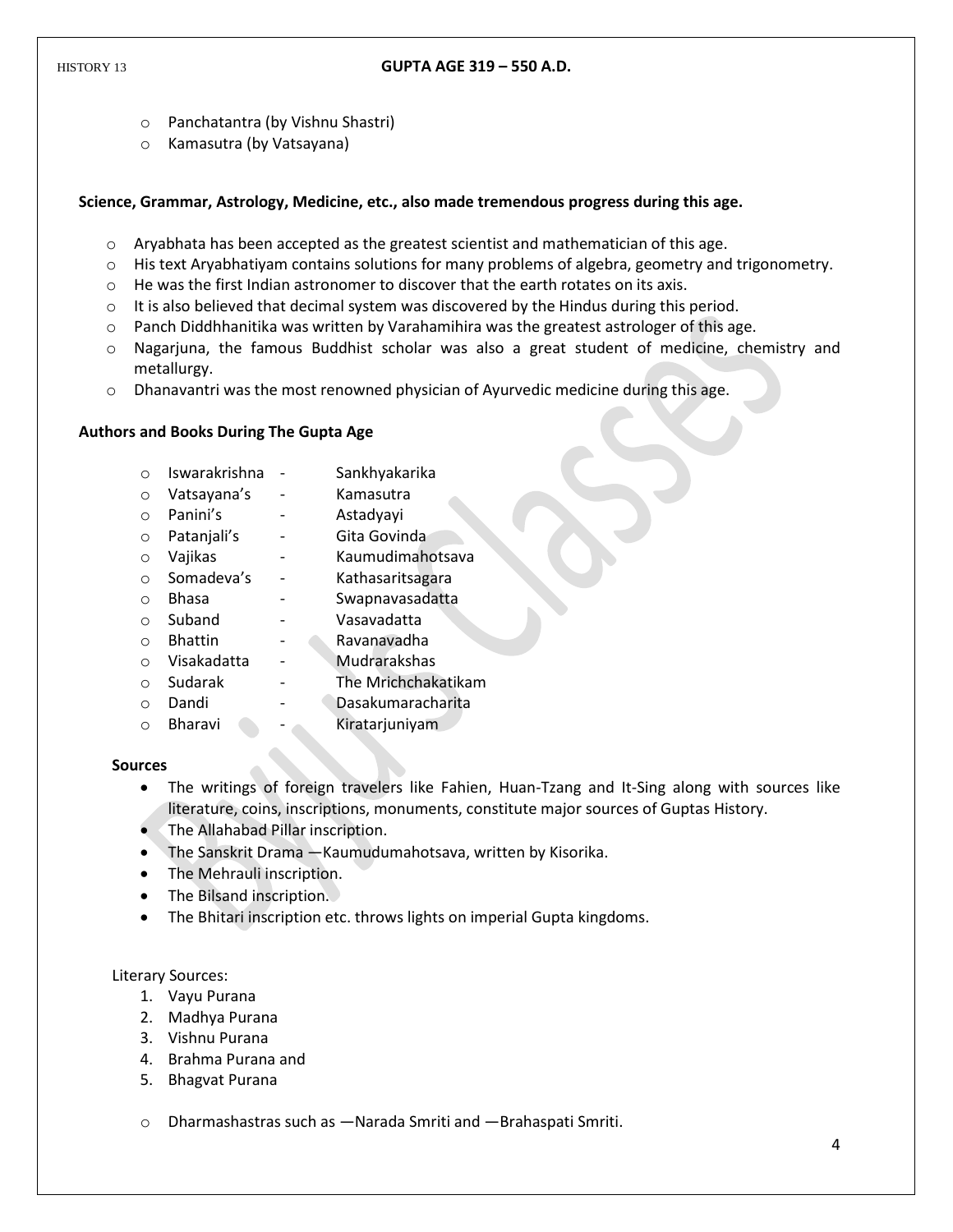- Panchatantra (by Vishnu Shastri)
- Kamasutra (by Vatsayana)

**Science, Grammar, Astrology, Medicine, etc., also made tremendous progress during this age.**

- Aryabhata has been accepted as the greatest scientist and mathematician of this age.
- His text Aryabhatiyam contains solutions for many problems of algebra, geometry and trigonometry.
- He was the first Indian astronomer to discover that the earth rotates on its axis.
- It is also believed that decimal system was discovered by the Hindus during this period.
- Panch Diddhhanitika was written by Varahamihira was the greatest astrologer of this age.
- Nagarjuna, the famous Buddhist scholar was also a great student of medicine, chemistry and metallurgy.
- Dhanavantri was the most renowned physician of Ayurvedic medicine during this age.

**Authors and Books During The Gupta Age**

- Iswarakrishna - Sankhyakarika
- Vatsayana's - Kamasutra
- Panini's - Astadyayi
- Patanjali's - Gita Govinda
- Vajikas - Kaumudimahotsava
- Somadeva's - Kathasaritsagara
- Bhasa - Swapnavasadatta
- Suband - Vasavadatta
- Bhattin - Ravanavadha
- Visakadatta - Mudrarakshas
- Sudarak - The Mrichchakatikam
- Dandi - Dasakumaracharita
- Bharavi - Kiratarjuniyam

**Sources**

- The writings of foreign travelers like Fahien, Huan-Tzang and It-Sing along with sources like literature, coins, inscriptions, monuments, constitute major sources of Guptas History.
- The Allahabad Pillar inscription.
- The Sanskrit Drama —Kaumudumahotsava, written by Kisorika.
- The Mehrauli inscription.
- The Bilsand inscription.
- The Bhitari inscription etc. throws lights on imperial Gupta kingdoms.

Literary Sources:

1. Vayu Purana
2. Madhya Purana
3. Vishnu Purana
4. Brahma Purana and
5. Bhagvat Purana

- Dharmashastras such as —Narada Smriti and —Brahaspati Smriti.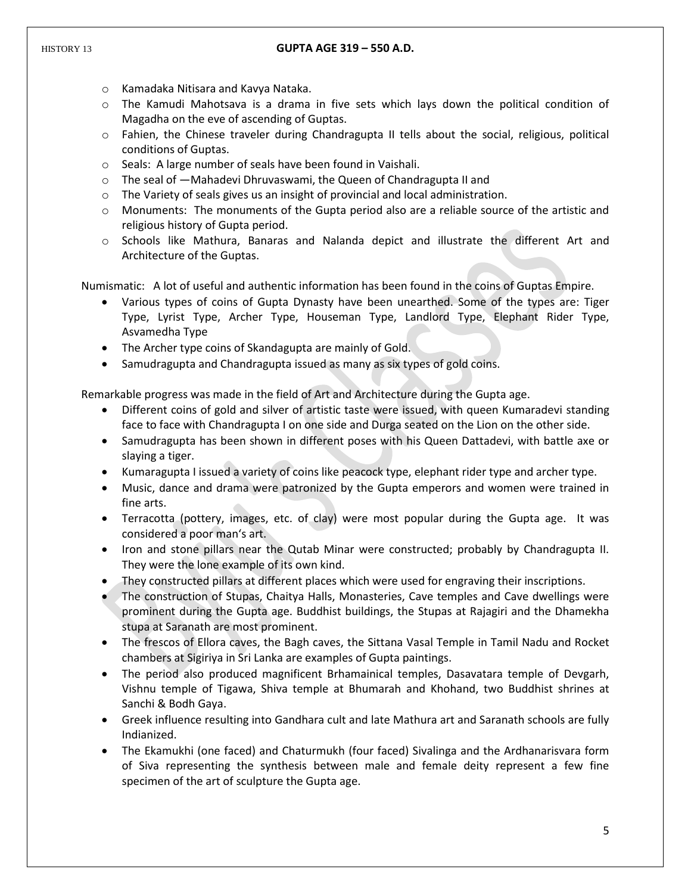- Kamadaka Nitisara and Kavya Nataka.
- The Kamudi Mahotsava is a drama in five sets which lays down the political condition of Magadha on the eve of ascending of Guptas.
- Fahien, the Chinese traveler during Chandragupta II tells about the social, religious, political conditions of Guptas.
- Seals: A large number of seals have been found in Vaishali.
- The seal of —Mahadevi Dhruvaswami, the Queen of Chandragupta II and
- The Variety of seals gives us an insight of provincial and local administration.
- Monuments: The monuments of the Gupta period also are a reliable source of the artistic and religious history of Gupta period.
- Schools like Mathura, Banaras and Nalanda depict and illustrate the different Art and Architecture of the Guptas.

Numismatic: A lot of useful and authentic information has been found in the coins of Guptas Empire.

- Various types of coins of Gupta Dynasty have been unearthed. Some of the types are: Tiger Type, Lyrist Type, Archer Type, Houseman Type, Landlord Type, Elephant Rider Type, Asvamedha Type
- The Archer type coins of Skandagupta are mainly of Gold.
- Samudragupta and Chandragupta issued as many as six types of gold coins.

Remarkable progress was made in the field of Art and Architecture during the Gupta age.

- Different coins of gold and silver of artistic taste were issued, with queen Kumaradevi standing face to face with Chandragupta I on one side and Durga seated on the Lion on the other side.
- Samudragupta has been shown in different poses with his Queen Dattadevi, with battle axe or slaying a tiger.
- Kumaragupta I issued a variety of coins like peacock type, elephant rider type and archer type.
- Music, dance and drama were patronized by the Gupta emperors and women were trained in fine arts.
- Terracotta (pottery, images, etc. of clay) were most popular during the Gupta age. It was considered a poor man's art.
- Iron and stone pillars near the Qutab Minar were constructed; probably by Chandragupta II. They were the lone example of its own kind.
- They constructed pillars at different places which were used for engraving their inscriptions.
- The construction of Stupas, Chaitya Halls, Monasteries, Cave temples and Cave dwellings were prominent during the Gupta age. Buddhist buildings, the Stupas at Rajagiri and the Dhamekha stupa at Saranath are most prominent.
- The frescos of Ellora caves, the Bagh caves, the Sittana Vasal Temple in Tamil Nadu and Rocket chambers at Sigiriya in Sri Lanka are examples of Gupta paintings.
- The period also produced magnificent Brhamainical temples, Dasavatara temple of Devgarh, Vishnu temple of Tigawa, Shiva temple at Bhumarah and Khohand, two Buddhist shrines at Sanchi & Bodh Gaya.
- Greek influence resulting into Gandhara cult and late Mathura art and Saranath schools are fully Indianized.
- The Ekamukhi (one faced) and Chaturmukh (four faced) Sivalinga and the Ardhanarisvara form of Siva representing the synthesis between male and female deity represent a few fine specimen of the art of sculpture the Gupta age.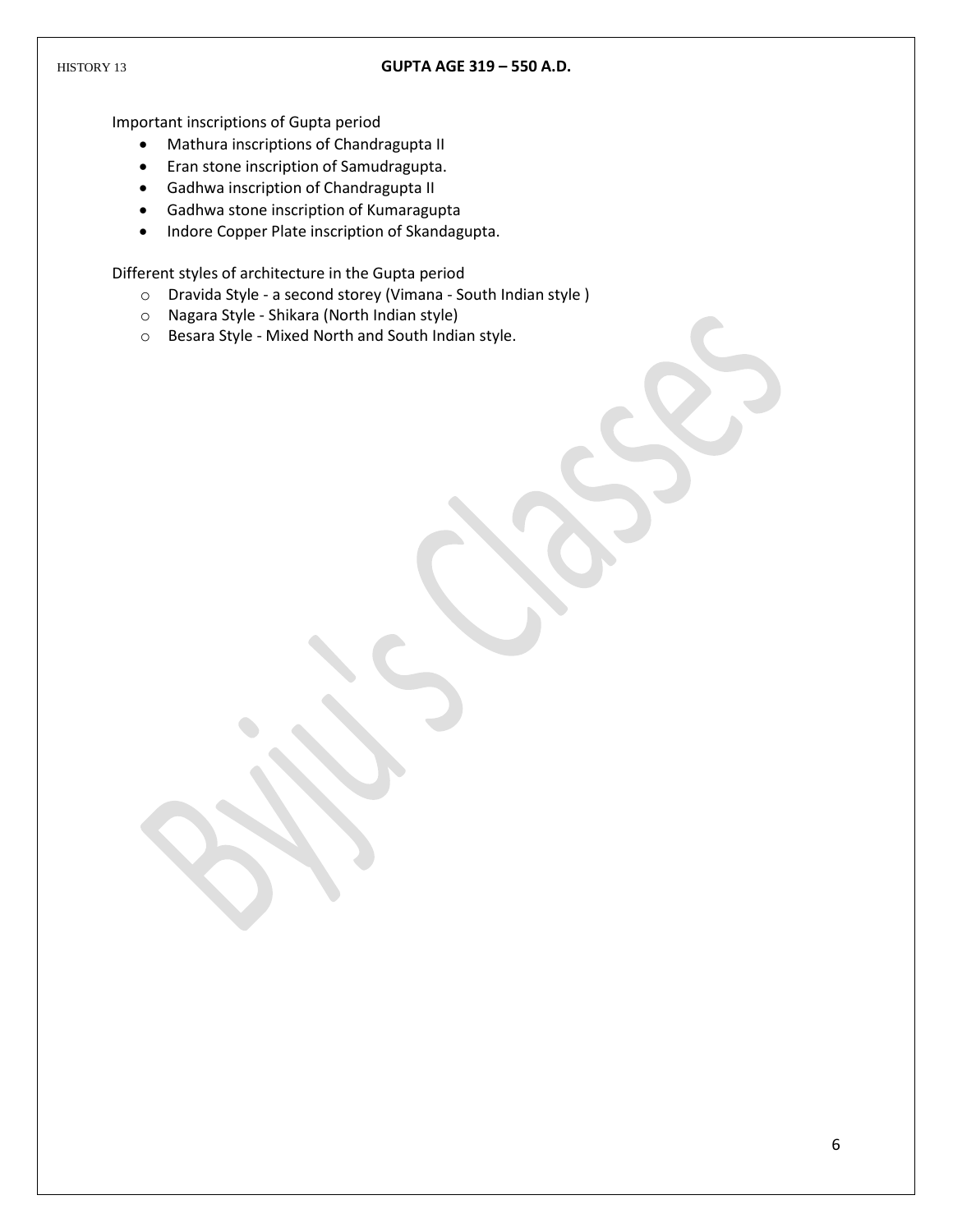Important inscriptions of Gupta period

- Mathura inscriptions of Chandragupta II
- Eran stone inscription of Samudragupta.
- Gadhwa inscription of Chandragupta II
- Gadhwa stone inscription of Kumaragupta
- Indore Copper Plate inscription of Skandagupta.

Different styles of architecture in the Gupta period

- Dravida Style - a second storey (Vimana - South Indian style )
- Nagara Style - Shikara (North Indian style)
- Besara Style - Mixed North and South Indian style.